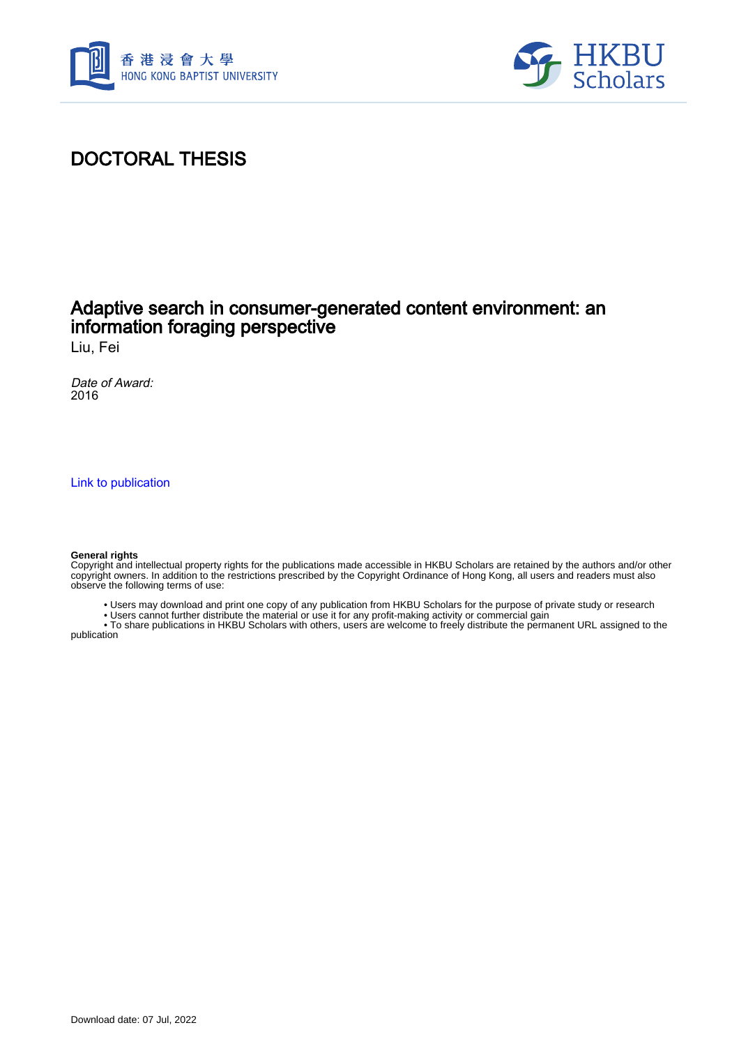# DOCTORAL THESIS

## Adaptive search in consumer-generated content environment: an information foraging perspective

Liu, Fei

*Date of Award:*
2016

Link to publication

**General rights**
Copyright and intellectual property rights for the publications made accessible in HKBU Scholars are retained by the authors and/or other copyright owners. In addition to the restrictions prescribed by the Copyright Ordinance of Hong Kong, all users and readers must also observe the following terms of use:

- Users may download and print one copy of any publication from HKBU Scholars for the purpose of private study or research
- Users cannot further distribute the material or use it for any profit-making activity or commercial gain
- To share publications in HKBU Scholars with others, users are welcome to freely distribute the permanent URL assigned to the publication

Download date: 07 Jul, 2022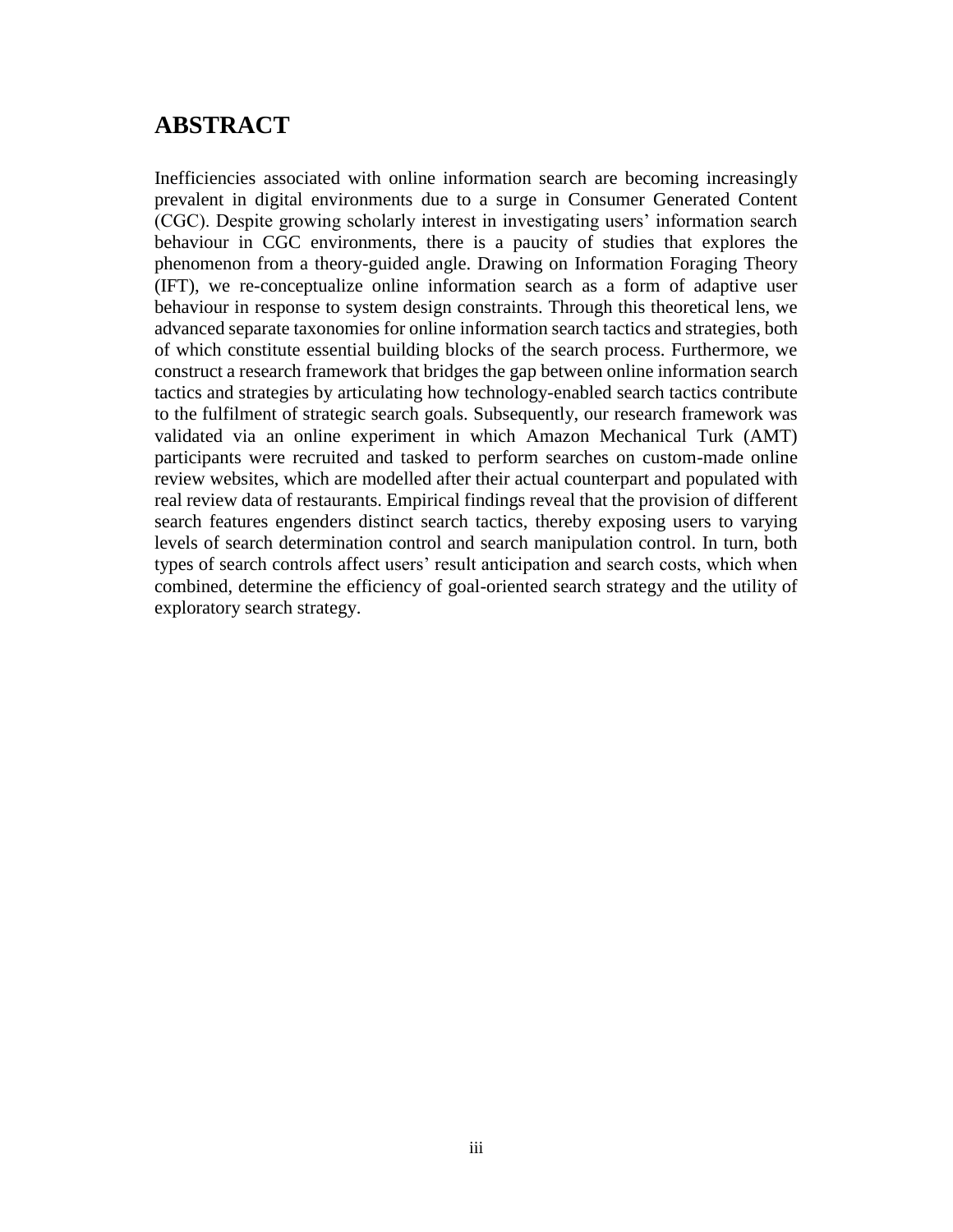# ABSTRACT

Inefficiencies associated with online information search are becoming increasingly prevalent in digital environments due to a surge in Consumer Generated Content (CGC). Despite growing scholarly interest in investigating users' information search behaviour in CGC environments, there is a paucity of studies that explores the phenomenon from a theory-guided angle. Drawing on Information Foraging Theory (IFT), we re-conceptualize online information search as a form of adaptive user behaviour in response to system design constraints. Through this theoretical lens, we advanced separate taxonomies for online information search tactics and strategies, both of which constitute essential building blocks of the search process. Furthermore, we construct a research framework that bridges the gap between online information search tactics and strategies by articulating how technology-enabled search tactics contribute to the fulfilment of strategic search goals. Subsequently, our research framework was validated via an online experiment in which Amazon Mechanical Turk (AMT) participants were recruited and tasked to perform searches on custom-made online review websites, which are modelled after their actual counterpart and populated with real review data of restaurants. Empirical findings reveal that the provision of different search features engenders distinct search tactics, thereby exposing users to varying levels of search determination control and search manipulation control. In turn, both types of search controls affect users' result anticipation and search costs, which when combined, determine the efficiency of goal-oriented search strategy and the utility of exploratory search strategy.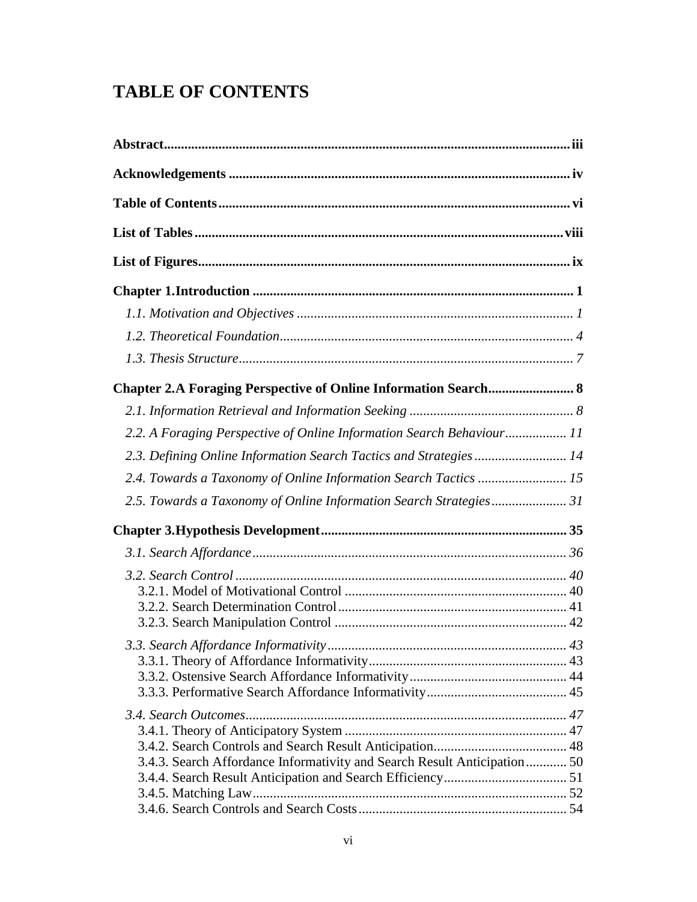# TABLE OF CONTENTS

**Abstract** ..... **iii**

**Acknowledgements** ..... **iv**

**Table of Contents** ..... **vi**

**List of Tables** ..... **viii**

**List of Figures** ..... **ix**

**Chapter 1.Introduction** ..... **1**

*1.1. Motivation and Objectives* ..... *1*

*1.2. Theoretical Foundation* ..... *4*

*1.3. Thesis Structure* ..... *7*

**Chapter 2.A Foraging Perspective of Online Information Search** ..... **8**

*2.1. Information Retrieval and Information Seeking* ..... *8*

*2.2. A Foraging Perspective of Online Information Search Behaviour* ..... *11*

*2.3. Defining Online Information Search Tactics and Strategies* ..... *14*

*2.4. Towards a Taxonomy of Online Information Search Tactics* ..... *15*

*2.5. Towards a Taxonomy of Online Information Search Strategies* ..... *31*

**Chapter 3.Hypothesis Development** ..... **35**

*3.1. Search Affordance* ..... *36*

*3.2. Search Control* ..... *40*
3.2.1. Model of Motivational Control ..... 40
3.2.2. Search Determination Control ..... 41
3.2.3. Search Manipulation Control ..... 42

*3.3. Search Affordance Informativity* ..... *43*
3.3.1. Theory of Affordance Informativity ..... 43
3.3.2. Ostensive Search Affordance Informativity ..... 44
3.3.3. Performative Search Affordance Informativity ..... 45

*3.4. Search Outcomes* ..... *47*
3.4.1. Theory of Anticipatory System ..... 47
3.4.2. Search Controls and Search Result Anticipation ..... 48
3.4.3. Search Affordance Informativity and Search Result Anticipation ..... 50
3.4.4. Search Result Anticipation and Search Efficiency ..... 51
3.4.5. Matching Law ..... 52
3.4.6. Search Controls and Search Costs ..... 54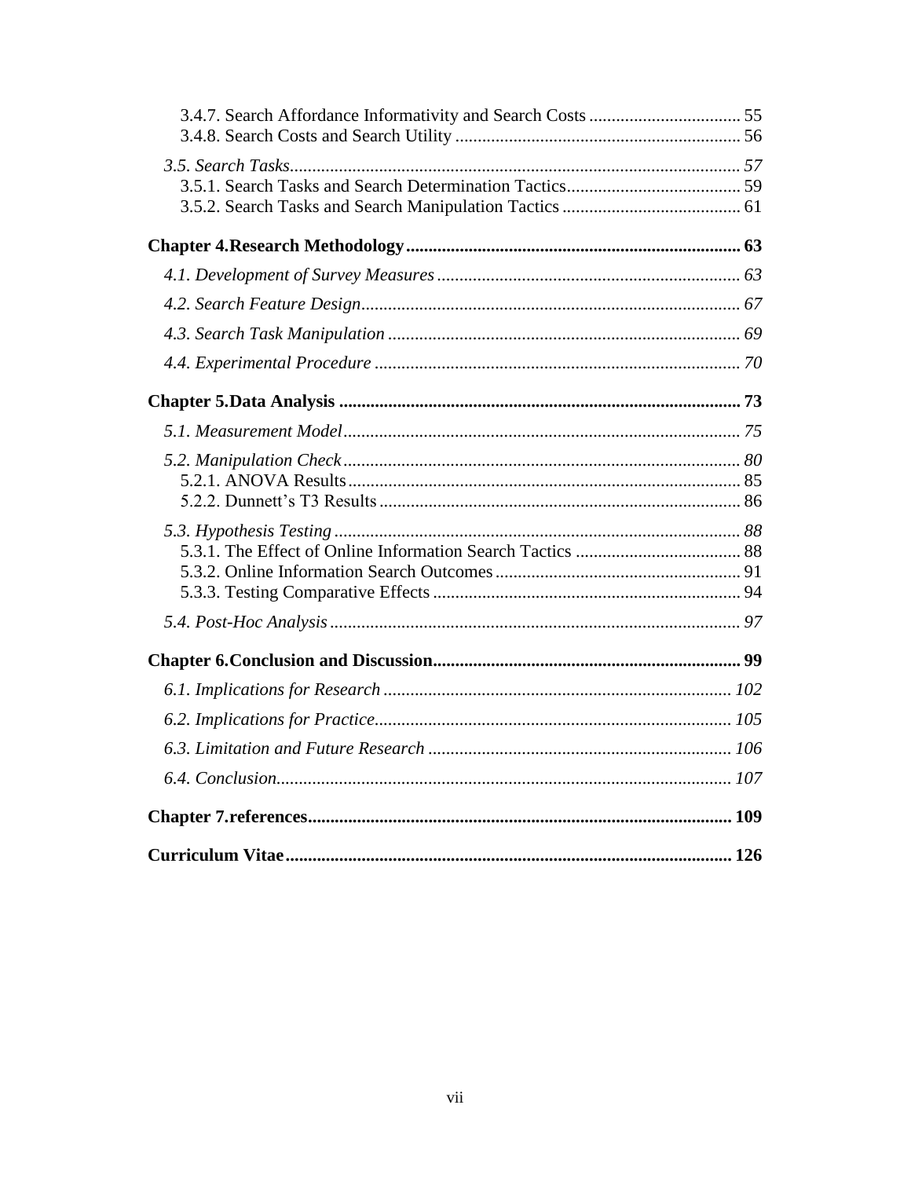3.4.7. Search Affordance Informativity and Search Costs .................................. 55
3.4.8. Search Costs and Search Utility ............................................................... 56

*3.5. Search Tasks.................................................................................................... 57*
3.5.1. Search Tasks and Search Determination Tactics....................................... 59
3.5.2. Search Tasks and Search Manipulation Tactics ........................................ 61

**Chapter 4.Research Methodology.......................................................................... 63**

*4.1. Development of Survey Measures ................................................................... 63*

*4.2. Search Feature Design.................................................................................... 67*

*4.3. Search Task Manipulation .............................................................................. 69*

*4.4. Experimental Procedure ................................................................................. 70*

**Chapter 5.Data Analysis .......................................................................................... 73**

*5.1. Measurement Model........................................................................................ 75*

*5.2. Manipulation Check........................................................................................ 80*
5.2.1. ANOVA Results....................................................................................... 85
5.2.2. Dunnett's T3 Results ................................................................................ 86

*5.3. Hypothesis Testing .......................................................................................... 88*
5.3.1. The Effect of Online Information Search Tactics ..................................... 88
5.3.2. Online Information Search Outcomes....................................................... 91
5.3.3. Testing Comparative Effects .................................................................... 94

*5.4. Post-Hoc Analysis........................................................................................... 97*

**Chapter 6.Conclusion and Discussion.................................................................... 99**

*6.1. Implications for Research ............................................................................. 102*

*6.2. Implications for Practice............................................................................... 105*

*6.3. Limitation and Future Research ................................................................... 106*

*6.4. Conclusion.................................................................................................... 107*

**Chapter 7.references.............................................................................................. 109**

**Curriculum Vitae.................................................................................................. 126**